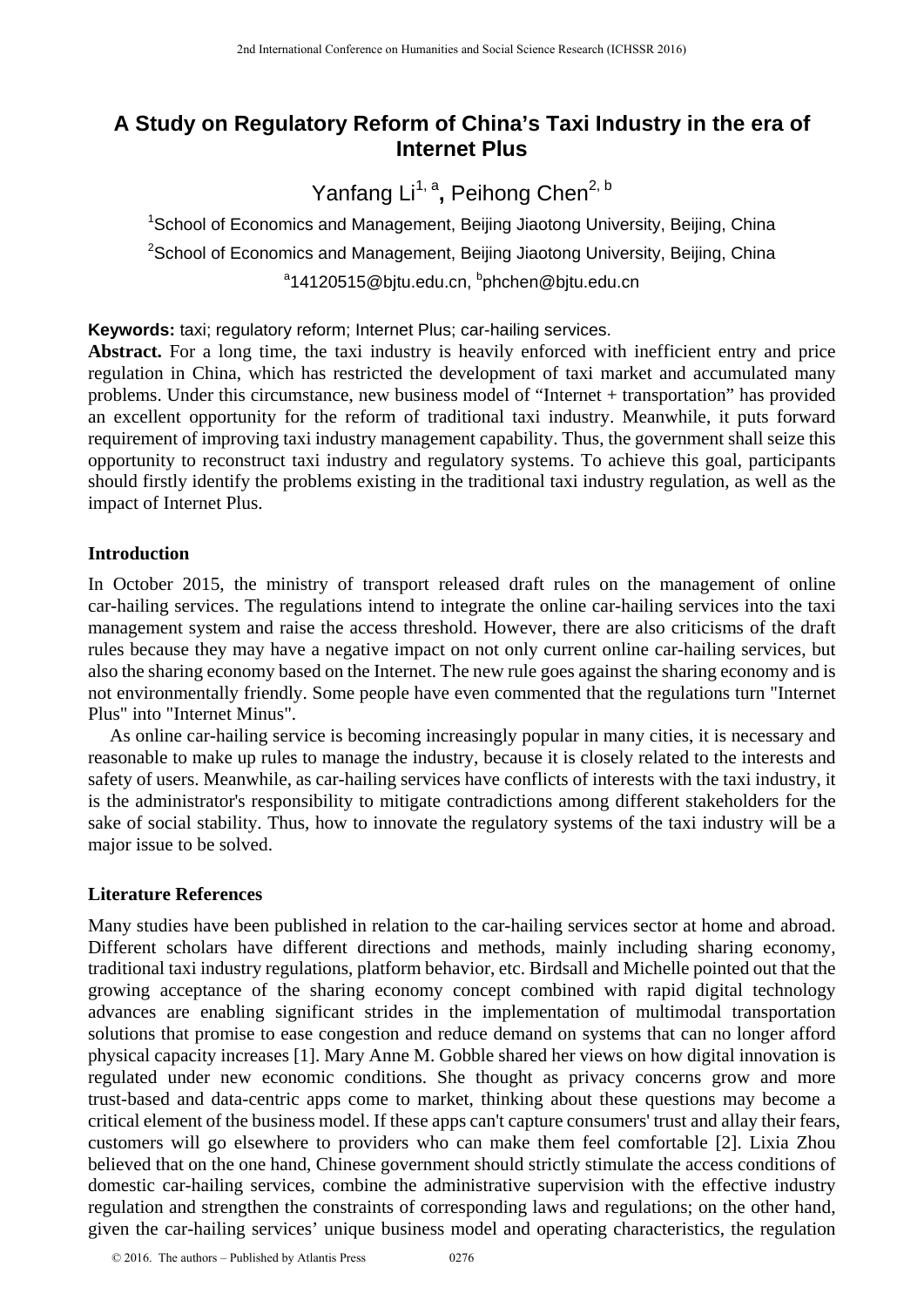# A Study on Regulatory Reform of China's Taxi Industry in the era of Internet Plus

Yanfang Li[1, a], Peihong Chen[2, b]

[1]School of Economics and Management, Beijing Jiaotong University, Beijing, China

[2]School of Economics and Management, Beijing Jiaotong University, Beijing, China

[a]14120515@bjtu.edu.cn, [b]phchen@bjtu.edu.cn

**Keywords:** taxi; regulatory reform; Internet Plus; car-hailing services.

**Abstract.** For a long time, the taxi industry is heavily enforced with inefficient entry and price regulation in China, which has restricted the development of taxi market and accumulated many problems. Under this circumstance, new business model of "Internet + transportation" has provided an excellent opportunity for the reform of traditional taxi industry. Meanwhile, it puts forward requirement of improving taxi industry management capability. Thus, the government shall seize this opportunity to reconstruct taxi industry and regulatory systems. To achieve this goal, participants should firstly identify the problems existing in the traditional taxi industry regulation, as well as the impact of Internet Plus.

## Introduction

In October 2015, the ministry of transport released draft rules on the management of online car-hailing services. The regulations intend to integrate the online car-hailing services into the taxi management system and raise the access threshold. However, there are also criticisms of the draft rules because they may have a negative impact on not only current online car-hailing services, but also the sharing economy based on the Internet. The new rule goes against the sharing economy and is not environmentally friendly. Some people have even commented that the regulations turn "Internet Plus" into "Internet Minus".

As online car-hailing service is becoming increasingly popular in many cities, it is necessary and reasonable to make up rules to manage the industry, because it is closely related to the interests and safety of users. Meanwhile, as car-hailing services have conflicts of interests with the taxi industry, it is the administrator's responsibility to mitigate contradictions among different stakeholders for the sake of social stability. Thus, how to innovate the regulatory systems of the taxi industry will be a major issue to be solved.

## Literature References

Many studies have been published in relation to the car-hailing services sector at home and abroad. Different scholars have different directions and methods, mainly including sharing economy, traditional taxi industry regulations, platform behavior, etc. Birdsall and Michelle pointed out that the growing acceptance of the sharing economy concept combined with rapid digital technology advances are enabling significant strides in the implementation of multimodal transportation solutions that promise to ease congestion and reduce demand on systems that can no longer afford physical capacity increases [1]. Mary Anne M. Gobble shared her views on how digital innovation is regulated under new economic conditions. She thought as privacy concerns grow and more trust-based and data-centric apps come to market, thinking about these questions may become a critical element of the business model. If these apps can't capture consumers' trust and allay their fears, customers will go elsewhere to providers who can make them feel comfortable [2]. Lixia Zhou believed that on the one hand, Chinese government should strictly stimulate the access conditions of domestic car-hailing services, combine the administrative supervision with the effective industry regulation and strengthen the constraints of corresponding laws and regulations; on the other hand, given the car-hailing services' unique business model and operating characteristics, the regulation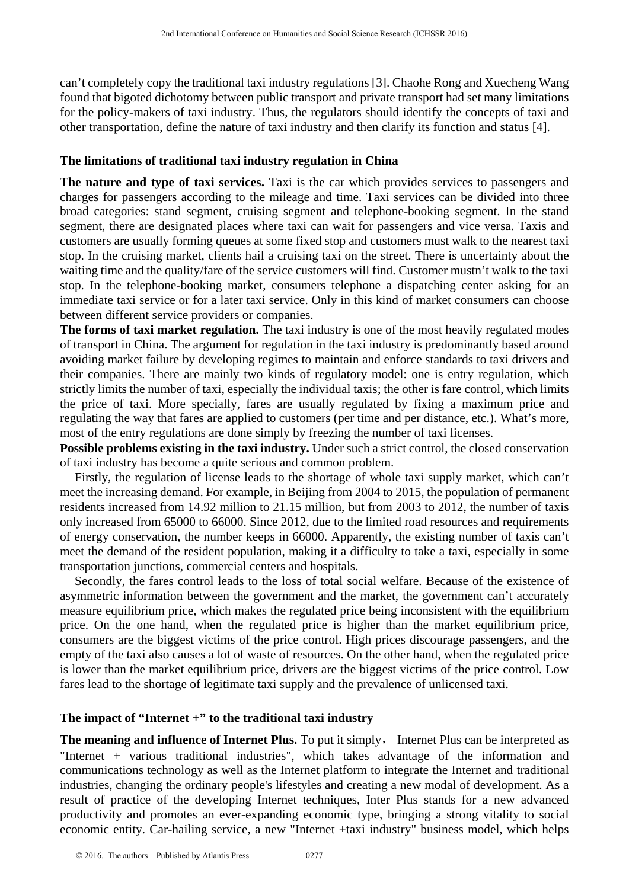can't completely copy the traditional taxi industry regulations [3]. Chaohe Rong and Xuecheng Wang found that bigoted dichotomy between public transport and private transport had set many limitations for the policy-makers of taxi industry. Thus, the regulators should identify the concepts of taxi and other transportation, define the nature of taxi industry and then clarify its function and status [4].

## The limitations of traditional taxi industry regulation in China

**The nature and type of taxi services.** Taxi is the car which provides services to passengers and charges for passengers according to the mileage and time. Taxi services can be divided into three broad categories: stand segment, cruising segment and telephone-booking segment. In the stand segment, there are designated places where taxi can wait for passengers and vice versa. Taxis and customers are usually forming queues at some fixed stop and customers must walk to the nearest taxi stop. In the cruising market, clients hail a cruising taxi on the street. There is uncertainty about the waiting time and the quality/fare of the service customers will find. Customer mustn't walk to the taxi stop. In the telephone-booking market, consumers telephone a dispatching center asking for an immediate taxi service or for a later taxi service. Only in this kind of market consumers can choose between different service providers or companies.

**The forms of taxi market regulation.** The taxi industry is one of the most heavily regulated modes of transport in China. The argument for regulation in the taxi industry is predominantly based around avoiding market failure by developing regimes to maintain and enforce standards to taxi drivers and their companies. There are mainly two kinds of regulatory model: one is entry regulation, which strictly limits the number of taxi, especially the individual taxis; the other is fare control, which limits the price of taxi. More specially, fares are usually regulated by fixing a maximum price and regulating the way that fares are applied to customers (per time and per distance, etc.). What's more, most of the entry regulations are done simply by freezing the number of taxi licenses.

**Possible problems existing in the taxi industry.** Under such a strict control, the closed conservation of taxi industry has become a quite serious and common problem.

Firstly, the regulation of license leads to the shortage of whole taxi supply market, which can't meet the increasing demand. For example, in Beijing from 2004 to 2015, the population of permanent residents increased from 14.92 million to 21.15 million, but from 2003 to 2012, the number of taxis only increased from 65000 to 66000. Since 2012, due to the limited road resources and requirements of energy conservation, the number keeps in 66000. Apparently, the existing number of taxis can't meet the demand of the resident population, making it a difficulty to take a taxi, especially in some transportation junctions, commercial centers and hospitals.

Secondly, the fares control leads to the loss of total social welfare. Because of the existence of asymmetric information between the government and the market, the government can't accurately measure equilibrium price, which makes the regulated price being inconsistent with the equilibrium price. On the one hand, when the regulated price is higher than the market equilibrium price, consumers are the biggest victims of the price control. High prices discourage passengers, and the empty of the taxi also causes a lot of waste of resources. On the other hand, when the regulated price is lower than the market equilibrium price, drivers are the biggest victims of the price control. Low fares lead to the shortage of legitimate taxi supply and the prevalence of unlicensed taxi.

## The impact of "Internet +" to the traditional taxi industry

**The meaning and influence of Internet Plus.** To put it simply， Internet Plus can be interpreted as "Internet + various traditional industries", which takes advantage of the information and communications technology as well as the Internet platform to integrate the Internet and traditional industries, changing the ordinary people's lifestyles and creating a new modal of development. As a result of practice of the developing Internet techniques, Inter Plus stands for a new advanced productivity and promotes an ever-expanding economic type, bringing a strong vitality to social economic entity. Car-hailing service, a new "Internet +taxi industry" business model, which helps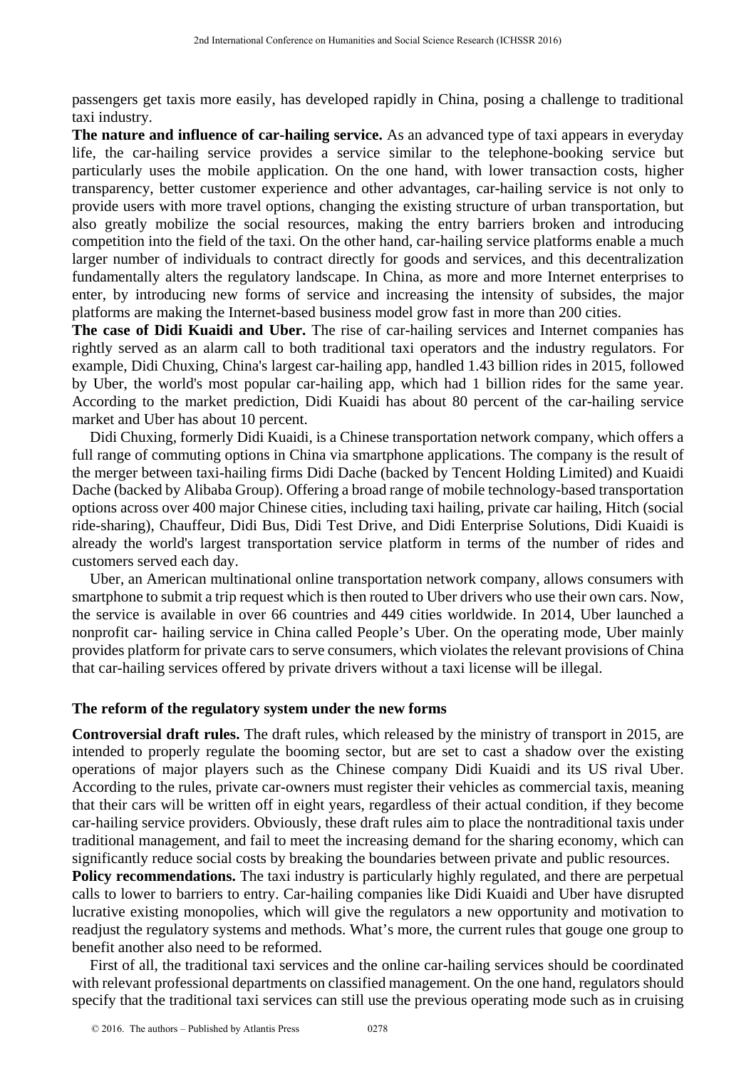passengers get taxis more easily, has developed rapidly in China, posing a challenge to traditional taxi industry.

**The nature and influence of car-hailing service.** As an advanced type of taxi appears in everyday life, the car-hailing service provides a service similar to the telephone-booking service but particularly uses the mobile application. On the one hand, with lower transaction costs, higher transparency, better customer experience and other advantages, car-hailing service is not only to provide users with more travel options, changing the existing structure of urban transportation, but also greatly mobilize the social resources, making the entry barriers broken and introducing competition into the field of the taxi. On the other hand, car-hailing service platforms enable a much larger number of individuals to contract directly for goods and services, and this decentralization fundamentally alters the regulatory landscape. In China, as more and more Internet enterprises to enter, by introducing new forms of service and increasing the intensity of subsides, the major platforms are making the Internet-based business model grow fast in more than 200 cities.

**The case of Didi Kuaidi and Uber.** The rise of car-hailing services and Internet companies has rightly served as an alarm call to both traditional taxi operators and the industry regulators. For example, Didi Chuxing, China's largest car-hailing app, handled 1.43 billion rides in 2015, followed by Uber, the world's most popular car-hailing app, which had 1 billion rides for the same year. According to the market prediction, Didi Kuaidi has about 80 percent of the car-hailing service market and Uber has about 10 percent.

Didi Chuxing, formerly Didi Kuaidi, is a Chinese transportation network company, which offers a full range of commuting options in China via smartphone applications. The company is the result of the merger between taxi-hailing firms Didi Dache (backed by Tencent Holding Limited) and Kuaidi Dache (backed by Alibaba Group). Offering a broad range of mobile technology-based transportation options across over 400 major Chinese cities, including taxi hailing, private car hailing, Hitch (social ride-sharing), Chauffeur, Didi Bus, Didi Test Drive, and Didi Enterprise Solutions, Didi Kuaidi is already the world's largest transportation service platform in terms of the number of rides and customers served each day.

Uber, an American multinational online transportation network company, allows consumers with smartphone to submit a trip request which is then routed to Uber drivers who use their own cars. Now, the service is available in over 66 countries and 449 cities worldwide. In 2014, Uber launched a nonprofit car- hailing service in China called People's Uber. On the operating mode, Uber mainly provides platform for private cars to serve consumers, which violates the relevant provisions of China that car-hailing services offered by private drivers without a taxi license will be illegal.

## The reform of the regulatory system under the new forms

**Controversial draft rules.** The draft rules, which released by the ministry of transport in 2015, are intended to properly regulate the booming sector, but are set to cast a shadow over the existing operations of major players such as the Chinese company Didi Kuaidi and its US rival Uber. According to the rules, private car-owners must register their vehicles as commercial taxis, meaning that their cars will be written off in eight years, regardless of their actual condition, if they become car-hailing service providers. Obviously, these draft rules aim to place the nontraditional taxis under traditional management, and fail to meet the increasing demand for the sharing economy, which can significantly reduce social costs by breaking the boundaries between private and public resources.

**Policy recommendations.** The taxi industry is particularly highly regulated, and there are perpetual calls to lower to barriers to entry. Car-hailing companies like Didi Kuaidi and Uber have disrupted lucrative existing monopolies, which will give the regulators a new opportunity and motivation to readjust the regulatory systems and methods. What's more, the current rules that gouge one group to benefit another also need to be reformed.

First of all, the traditional taxi services and the online car-hailing services should be coordinated with relevant professional departments on classified management. On the one hand, regulators should specify that the traditional taxi services can still use the previous operating mode such as in cruising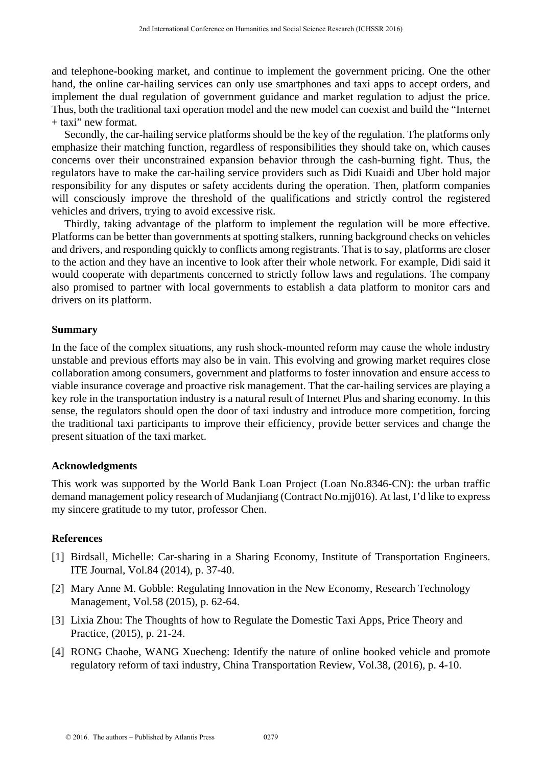and telephone-booking market, and continue to implement the government pricing. One the other hand, the online car-hailing services can only use smartphones and taxi apps to accept orders, and implement the dual regulation of government guidance and market regulation to adjust the price. Thus, both the traditional taxi operation model and the new model can coexist and build the "Internet + taxi" new format.

Secondly, the car-hailing service platforms should be the key of the regulation. The platforms only emphasize their matching function, regardless of responsibilities they should take on, which causes concerns over their unconstrained expansion behavior through the cash-burning fight. Thus, the regulators have to make the car-hailing service providers such as Didi Kuaidi and Uber hold major responsibility for any disputes or safety accidents during the operation. Then, platform companies will consciously improve the threshold of the qualifications and strictly control the registered vehicles and drivers, trying to avoid excessive risk.

Thirdly, taking advantage of the platform to implement the regulation will be more effective. Platforms can be better than governments at spotting stalkers, running background checks on vehicles and drivers, and responding quickly to conflicts among registrants. That is to say, platforms are closer to the action and they have an incentive to look after their whole network. For example, Didi said it would cooperate with departments concerned to strictly follow laws and regulations. The company also promised to partner with local governments to establish a data platform to monitor cars and drivers on its platform.

## Summary

In the face of the complex situations, any rush shock-mounted reform may cause the whole industry unstable and previous efforts may also be in vain. This evolving and growing market requires close collaboration among consumers, government and platforms to foster innovation and ensure access to viable insurance coverage and proactive risk management. That the car-hailing services are playing a key role in the transportation industry is a natural result of Internet Plus and sharing economy. In this sense, the regulators should open the door of taxi industry and introduce more competition, forcing the traditional taxi participants to improve their efficiency, provide better services and change the present situation of the taxi market.

## Acknowledgments

This work was supported by the World Bank Loan Project (Loan No.8346-CN): the urban traffic demand management policy research of Mudanjiang (Contract No.mjj016). At last, I'd like to express my sincere gratitude to my tutor, professor Chen.

## References

[1] Birdsall, Michelle: Car-sharing in a Sharing Economy, Institute of Transportation Engineers. ITE Journal, Vol.84 (2014), p. 37-40.

[2] Mary Anne M. Gobble: Regulating Innovation in the New Economy, Research Technology Management, Vol.58 (2015), p. 62-64.

[3] Lixia Zhou: The Thoughts of how to Regulate the Domestic Taxi Apps, Price Theory and Practice, (2015), p. 21-24.

[4] RONG Chaohe, WANG Xuecheng: Identify the nature of online booked vehicle and promote regulatory reform of taxi industry, China Transportation Review, Vol.38, (2016), p. 4-10.